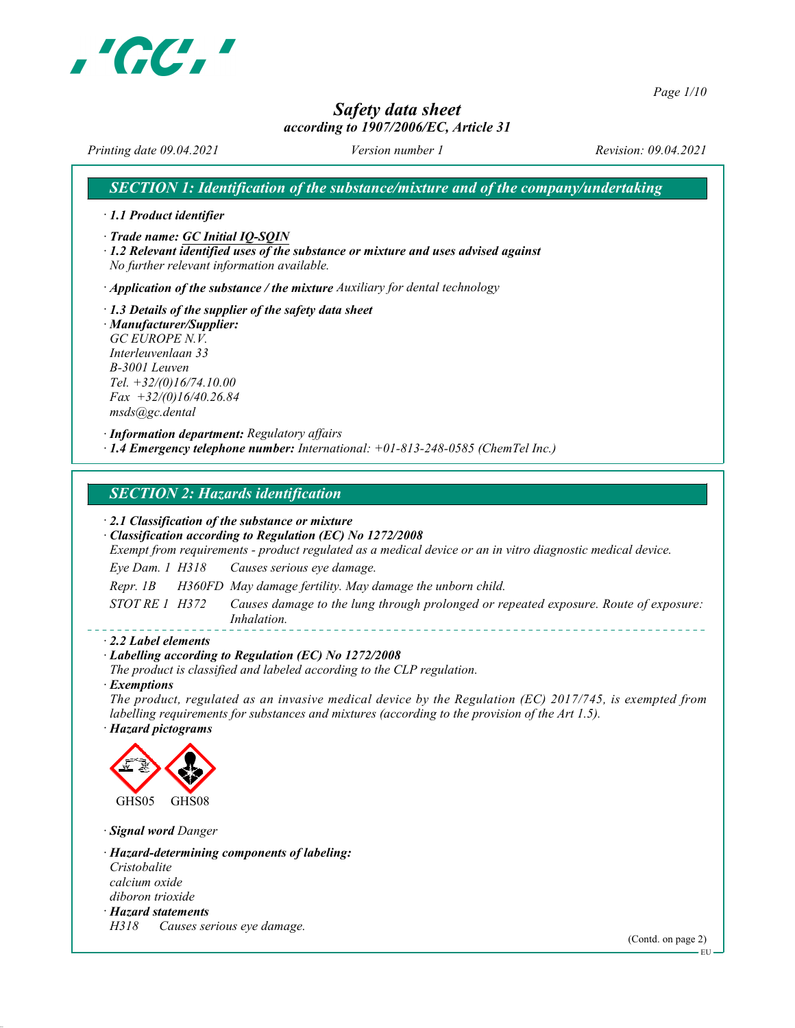# Safety data sheet
*according to 1907/2006/EC, Article 31*

*Printing date 09.04.2021* *Version number 1* *Revision: 09.04.2021*

## SECTION 1: Identification of the substance/mixture and of the company/undertaking

· **1.1 Product identifier**

· **Trade name: GC Initial IQ-SQIN**

· **1.2 Relevant identified uses of the substance or mixture and uses advised against**
*No further relevant information available.*

· **Application of the substance / the mixture** *Auxiliary for dental technology*

· **1.3 Details of the supplier of the safety data sheet**

· **Manufacturer/Supplier:**
*GC EUROPE N.V.*
*Interleuvenlaan 33*
*B-3001 Leuven*
*Tel. +32/(0)16/74.10.00*
*Fax +32/(0)16/40.26.84*
*msds@gc.dental*

· **Information department:** *Regulatory affairs*

· **1.4 Emergency telephone number:** *International: +01-813-248-0585 (ChemTel Inc.)*

## SECTION 2: Hazards identification

· **2.1 Classification of the substance or mixture**

· **Classification according to Regulation (EC) No 1272/2008**
*Exempt from requirements - product regulated as a medical device or an in vitro diagnostic medical device.*

| | | |
|---|---|---|
| Eye Dam. 1 | H318 | Causes serious eye damage. |
| Repr. 1B | H360FD | May damage fertility. May damage the unborn child. |
| STOT RE 1 | H372 | Causes damage to the lung through prolonged or repeated exposure. Route of exposure: Inhalation. |

· **2.2 Label elements**

· **Labelling according to Regulation (EC) No 1272/2008**
*The product is classified and labeled according to the CLP regulation.*

· **Exemptions**
*The product, regulated as an invasive medical device by the Regulation (EC) 2017/745, is exempted from labelling requirements for substances and mixtures (according to the provision of the Art 1.5).*

· **Hazard pictograms**

GHS05 GHS08

· **Signal word** *Danger*

· **Hazard-determining components of labeling:**
*Cristobalite*
*calcium oxide*
*diboron trioxide*

· **Hazard statements**
*H318 Causes serious eye damage.*

(Contd. on page 2)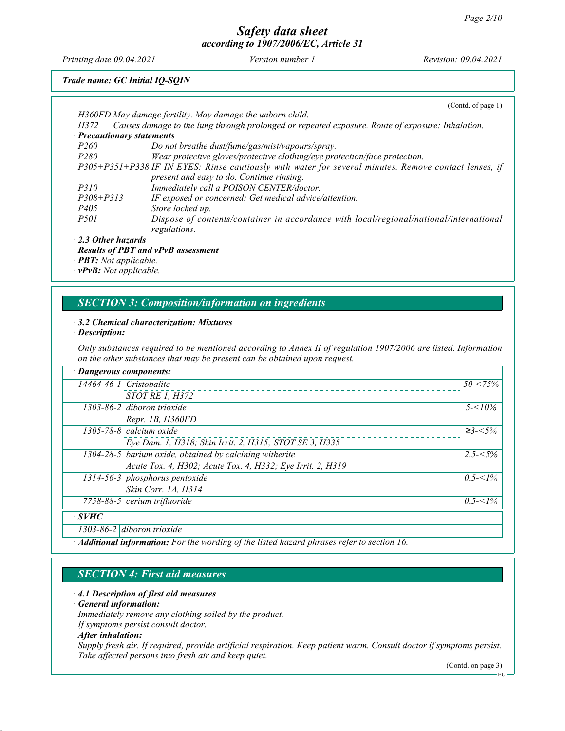Trade name: GC Initial IQ-SQIN

(Contd. of page 1)

H360FD May damage fertility. May damage the unborn child.

H372 Causes damage to the lung through prolonged or repeated exposure. Route of exposure: Inhalation.

· **Precautionary statements**

| | |
|---|---|
| P260 | Do not breathe dust/fume/gas/mist/vapours/spray. |
| P280 | Wear protective gloves/protective clothing/eye protection/face protection. |
| P305+P351+P338 | IF IN EYES: Rinse cautiously with water for several minutes. Remove contact lenses, if present and easy to do. Continue rinsing. |
| P310 | Immediately call a POISON CENTER/doctor. |
| P308+P313 | IF exposed or concerned: Get medical advice/attention. |
| P405 | Store locked up. |
| P501 | Dispose of contents/container in accordance with local/regional/national/international regulations. |

· **2.3 Other hazards**

· **Results of PBT and vPvB assessment**

· **PBT:** Not applicable.

· **vPvB:** Not applicable.

## SECTION 3: Composition/information on ingredients

· **3.2 Chemical characterization: Mixtures**

· **Description:**

Only substances required to be mentioned according to Annex II of regulation 1907/2006 are listed. Information on the other substances that may be present can be obtained upon request.

· **Dangerous components:**

| | | |
|---|---|---|
| 14464-46-1 | Cristobalite<br>STOT RE 1, H372 | 50-<75% |
| 1303-86-2 | diboron trioxide<br>Repr. 1B, H360FD | 5-<10% |
| 1305-78-8 | calcium oxide<br>Eye Dam. 1, H318; Skin Irrit. 2, H315; STOT SE 3, H335 | ≥3-<5% |
| 1304-28-5 | barium oxide, obtained by calcining witherite<br>Acute Tox. 4, H302; Acute Tox. 4, H332; Eye Irrit. 2, H319 | 2.5-<5% |
| 1314-56-3 | phosphorus pentoxide<br>Skin Corr. 1A, H314 | 0.5-<1% |
| 7758-88-5 | cerium trifluoride | 0.5-<1% |

· **SVHC**

| | |
|---|---|
| 1303-86-2 | diboron trioxide |

· **Additional information:** For the wording of the listed hazard phrases refer to section 16.

## SECTION 4: First aid measures

· **4.1 Description of first aid measures**

· **General information:**

Immediately remove any clothing soiled by the product.
If symptoms persist consult doctor.

· **After inhalation:**

Supply fresh air. If required, provide artificial respiration. Keep patient warm. Consult doctor if symptoms persist.
Take affected persons into fresh air and keep quiet.

(Contd. on page 3)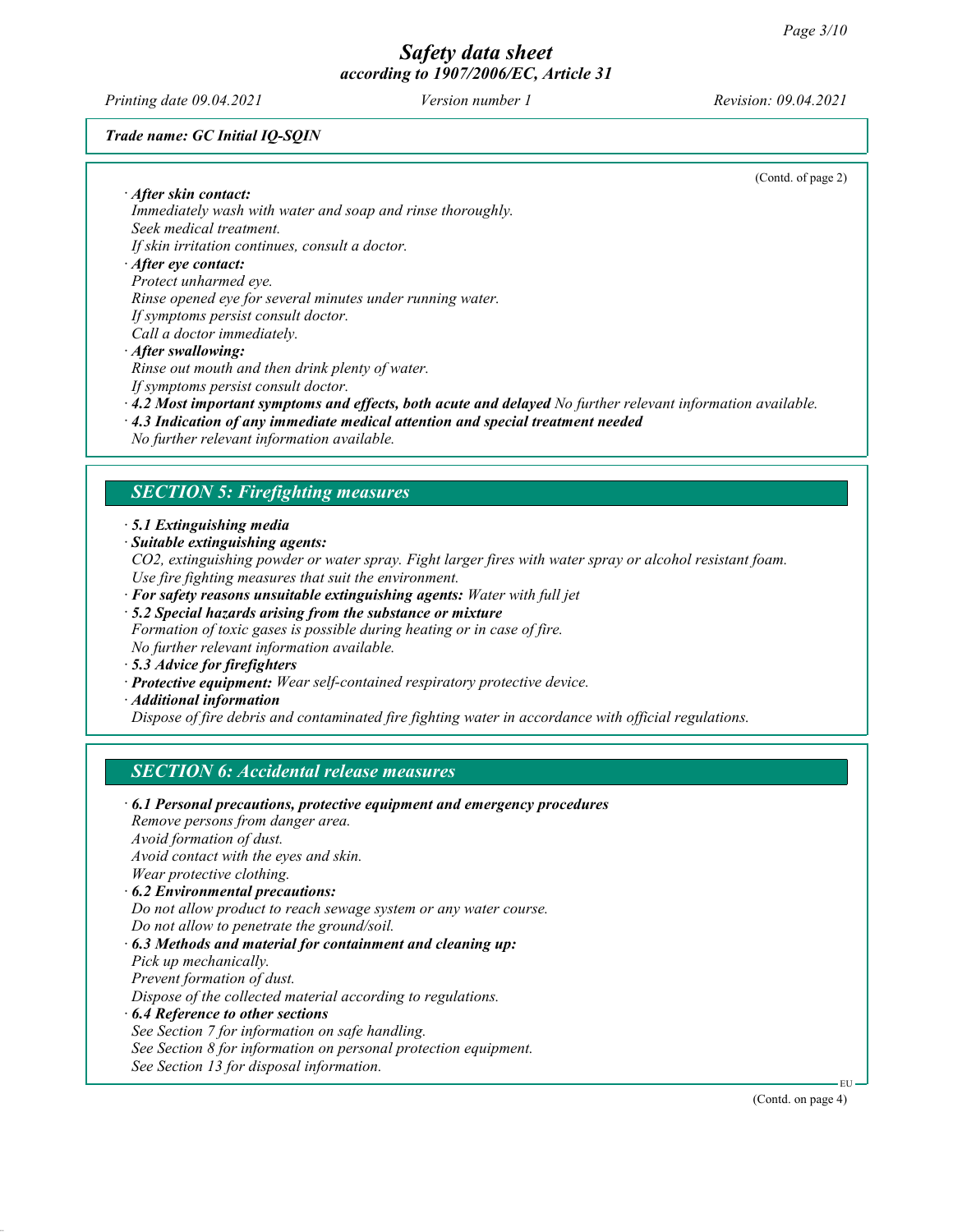(Contd. of page 2)

· ***After skin contact:***
*Immediately wash with water and soap and rinse thoroughly.*
*Seek medical treatment.*
*If skin irritation continues, consult a doctor.*

· ***After eye contact:***
*Protect unharmed eye.*
*Rinse opened eye for several minutes under running water.*
*If symptoms persist consult doctor.*
*Call a doctor immediately.*

· ***After swallowing:***
*Rinse out mouth and then drink plenty of water.*
*If symptoms persist consult doctor.*

· ***4.2 Most important symptoms and effects, both acute and delayed*** *No further relevant information available.*

· ***4.3 Indication of any immediate medical attention and special treatment needed***
*No further relevant information available.*

## *SECTION 5: Firefighting measures*

· ***5.1 Extinguishing media***

· ***Suitable extinguishing agents:***
*$CO_2$, extinguishing powder or water spray. Fight larger fires with water spray or alcohol resistant foam.*
*Use fire fighting measures that suit the environment.*

· ***For safety reasons unsuitable extinguishing agents:*** *Water with full jet*

· ***5.2 Special hazards arising from the substance or mixture***
*Formation of toxic gases is possible during heating or in case of fire.*
*No further relevant information available.*

· ***5.3 Advice for firefighters***

· ***Protective equipment:*** *Wear self-contained respiratory protective device.*

· ***Additional information***
*Dispose of fire debris and contaminated fire fighting water in accordance with official regulations.*

## *SECTION 6: Accidental release measures*

· ***6.1 Personal precautions, protective equipment and emergency procedures***
*Remove persons from danger area.*
*Avoid formation of dust.*
*Avoid contact with the eyes and skin.*
*Wear protective clothing.*

· ***6.2 Environmental precautions:***
*Do not allow product to reach sewage system or any water course.*
*Do not allow to penetrate the ground/soil.*

· ***6.3 Methods and material for containment and cleaning up:***
*Pick up mechanically.*
*Prevent formation of dust.*
*Dispose of the collected material according to regulations.*

· ***6.4 Reference to other sections***
*See Section 7 for information on safe handling.*
*See Section 8 for information on personal protection equipment.*
*See Section 13 for disposal information.*

(Contd. on page 4)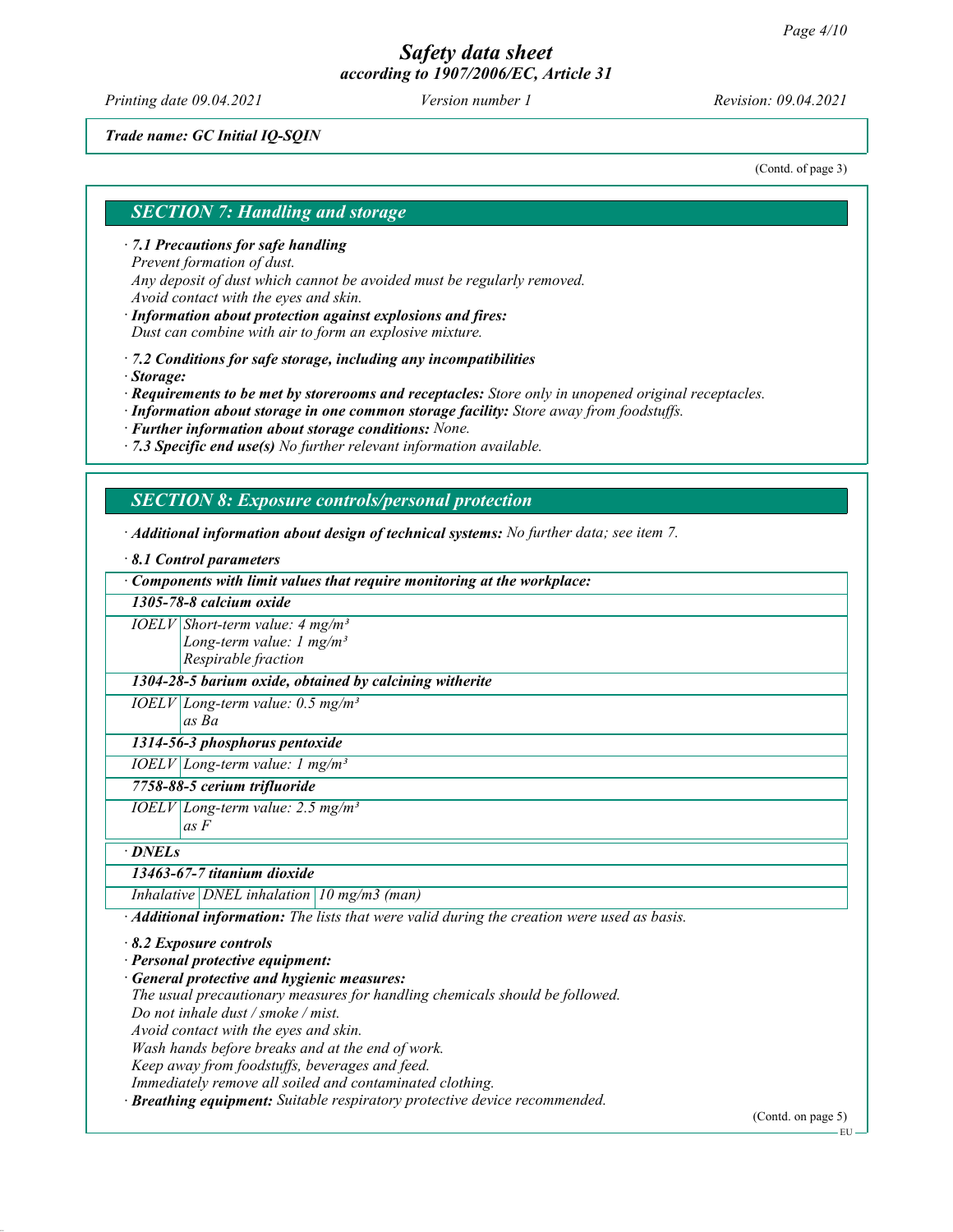*Trade name: GC Initial IQ-SQIN*

(Contd. of page 3)

## SECTION 7: Handling and storage

· **7.1 Precautions for safe handling**
Prevent formation of dust.
Any deposit of dust which cannot be avoided must be regularly removed.
Avoid contact with the eyes and skin.

· **Information about protection against explosions and fires:**
Dust can combine with air to form an explosive mixture.

· **7.2 Conditions for safe storage, including any incompatibilities**

· **Storage:**

· **Requirements to be met by storerooms and receptacles:** Store only in unopened original receptacles.

· **Information about storage in one common storage facility:** Store away from foodstuffs.

· **Further information about storage conditions:** None.

· **7.3 Specific end use(s)** No further relevant information available.

## SECTION 8: Exposure controls/personal protection

· **Additional information about design of technical systems:** No further data; see item 7.

· **8.1 Control parameters**

| · **Components with limit values that require monitoring at the workplace:** | |
|---|---|
| **1305-78-8 calcium oxide** | |
| IOELV | Short-term value: 4 mg/m³<br>Long-term value: 1 mg/m³<br>Respirable fraction |
| **1304-28-5 barium oxide, obtained by calcining witherite** | |
| IOELV | Long-term value: 0.5 mg/m³<br>as Ba |
| **1314-56-3 phosphorus pentoxide** | |
| IOELV | Long-term value: 1 mg/m³ |
| **7758-88-5 cerium trifluoride** | |
| IOELV | Long-term value: 2.5 mg/m³<br>as F |

| · **DNELs** | | |
|---|---|---|
| **13463-67-7 titanium dioxide** | | |
| Inhalative | DNEL inhalation | 10 mg/m3 (man) |

· **Additional information:** The lists that were valid during the creation were used as basis.

· **8.2 Exposure controls**

· **Personal protective equipment:**

· **General protective and hygienic measures:**
The usual precautionary measures for handling chemicals should be followed.
Do not inhale dust / smoke / mist.
Avoid contact with the eyes and skin.
Wash hands before breaks and at the end of work.
Keep away from foodstuffs, beverages and feed.
Immediately remove all soiled and contaminated clothing.

· **Breathing equipment:** Suitable respiratory protective device recommended.

(Contd. on page 5)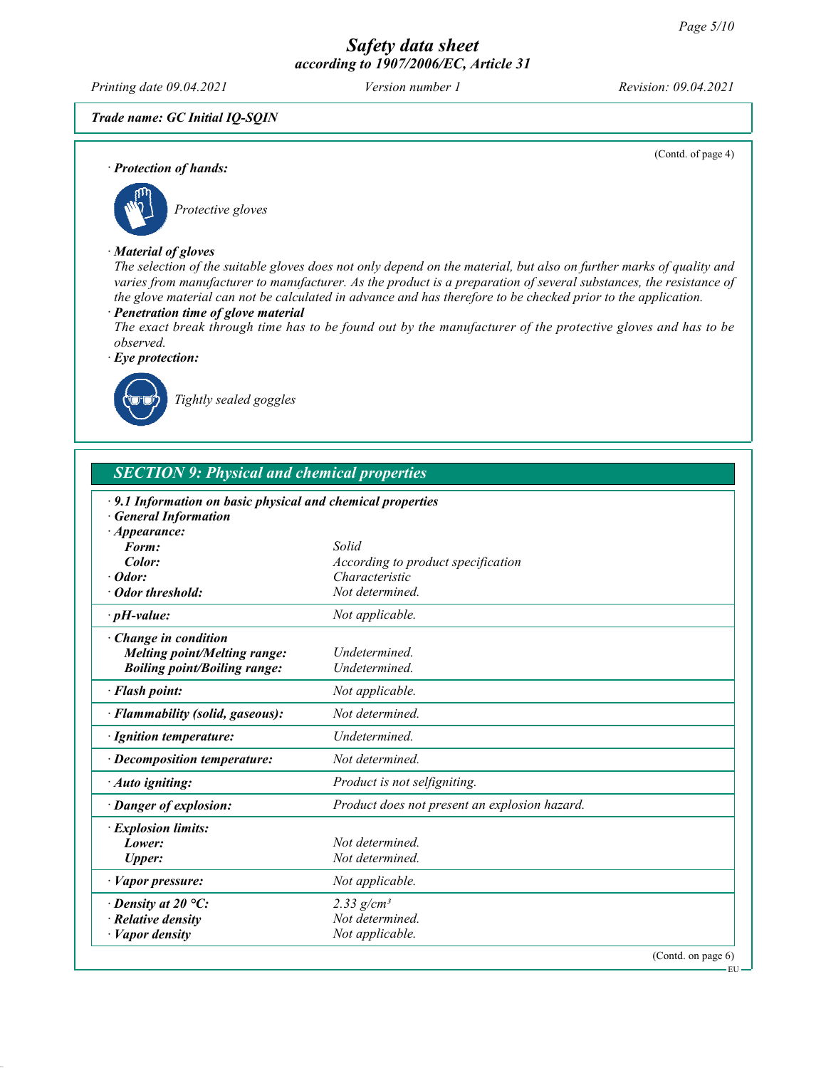**Trade name: GC Initial IQ-SQIN**

(Contd. of page 4)

· **Protection of hands:**

Protective gloves

· **Material of gloves**

The selection of the suitable gloves does not only depend on the material, but also on further marks of quality and varies from manufacturer to manufacturer. As the product is a preparation of several substances, the resistance of the glove material can not be calculated in advance and has therefore to be checked prior to the application.

· **Penetration time of glove material**

The exact break through time has to be found out by the manufacturer of the protective gloves and has to be observed.

· **Eye protection:**

Tightly sealed goggles

## SECTION 9: Physical and chemical properties

| | |
|---|---|
| · **9.1 Information on basic physical and chemical properties** | |
| · **General Information** | |
| · **Appearance:** | |
| **Form:** | Solid |
| **Color:** | According to product specification |
| · **Odor:** | Characteristic |
| · **Odor threshold:** | Not determined. |
| · **pH-value:** | Not applicable. |
| · **Change in condition** | |
| **Melting point/Melting range:** | Undetermined. |
| **Boiling point/Boiling range:** | Undetermined. |
| · **Flash point:** | Not applicable. |
| · **Flammability (solid, gaseous):** | Not determined. |
| · **Ignition temperature:** | Undetermined. |
| · **Decomposition temperature:** | Not determined. |
| · **Auto igniting:** | Product is not selfigniting. |
| · **Danger of explosion:** | Product does not present an explosion hazard. |
| · **Explosion limits:** | |
| **Lower:** | Not determined. |
| **Upper:** | Not determined. |
| · **Vapor pressure:** | Not applicable. |
| · **Density at 20 °C:** | 2.33 g/cm³ |
| · **Relative density** | Not determined. |
| · **Vapor density** | Not applicable. |

(Contd. on page 6)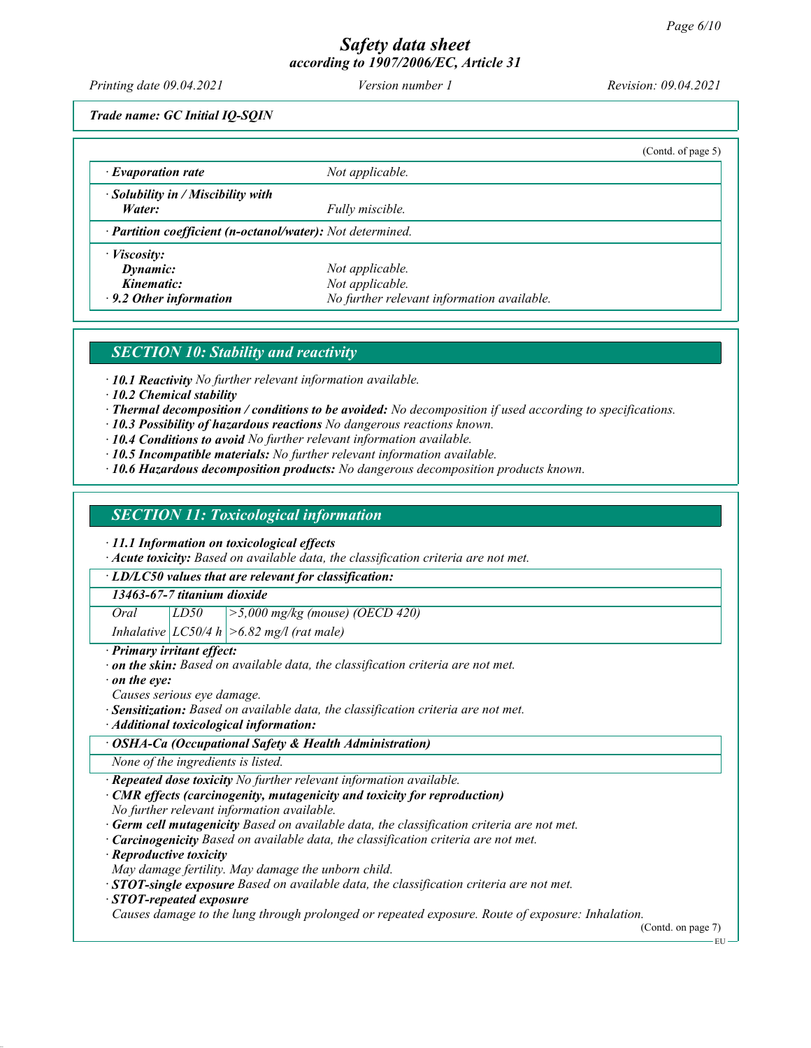*Safety data sheet*
*according to 1907/2006/EC, Article 31*

Printing date 09.04.2021 | Version number 1 | Revision: 09.04.2021

**Trade name: GC Initial IQ-SQIN**

(Contd. of page 5)

| | |
|---|---|
| · **Evaporation rate** | Not applicable. |
| · **Solubility in / Miscibility with Water:** | Fully miscible. |
| · **Partition coefficient (n-octanol/water):** Not determined. | |
| · **Viscosity:** | |
| **Dynamic:** | Not applicable. |
| **Kinematic:** | Not applicable. |
| · **9.2 Other information** | No further relevant information available. |

## SECTION 10: Stability and reactivity

· **10.1 Reactivity** No further relevant information available.
· **10.2 Chemical stability**
· **Thermal decomposition / conditions to be avoided:** No decomposition if used according to specifications.
· **10.3 Possibility of hazardous reactions** No dangerous reactions known.
· **10.4 Conditions to avoid** No further relevant information available.
· **10.5 Incompatible materials:** No further relevant information available.
· **10.6 Hazardous decomposition products:** No dangerous decomposition products known.

## SECTION 11: Toxicological information

· **11.1 Information on toxicological effects**
· **Acute toxicity:** Based on available data, the classification criteria are not met.

| · **LD/LC50 values that are relevant for classification:** | | |
|---|---|---|
| **13463-67-7 titanium dioxide** | | |
| Oral | LD50 | >5,000 mg/kg (mouse) (OECD 420) |
| Inhalative | LC50/4 h | >6.82 mg/l (rat male) |

· **Primary irritant effect:**
· **on the skin:** Based on available data, the classification criteria are not met.
· **on the eye:**
Causes serious eye damage.
· **Sensitization:** Based on available data, the classification criteria are not met.
· **Additional toxicological information:**

| · **OSHA-Ca (Occupational Safety & Health Administration)** |
|---|
| None of the ingredients is listed. |

· **Repeated dose toxicity** No further relevant information available.
· **CMR effects (carcinogenity, mutagenicity and toxicity for reproduction)**
No further relevant information available.
· **Germ cell mutagenicity** Based on available data, the classification criteria are not met.
· **Carcinogenicity** Based on available data, the classification criteria are not met.
· **Reproductive toxicity**
May damage fertility. May damage the unborn child.
· **STOT-single exposure** Based on available data, the classification criteria are not met.
· **STOT-repeated exposure**
Causes damage to the lung through prolonged or repeated exposure. Route of exposure: Inhalation.

(Contd. on page 7)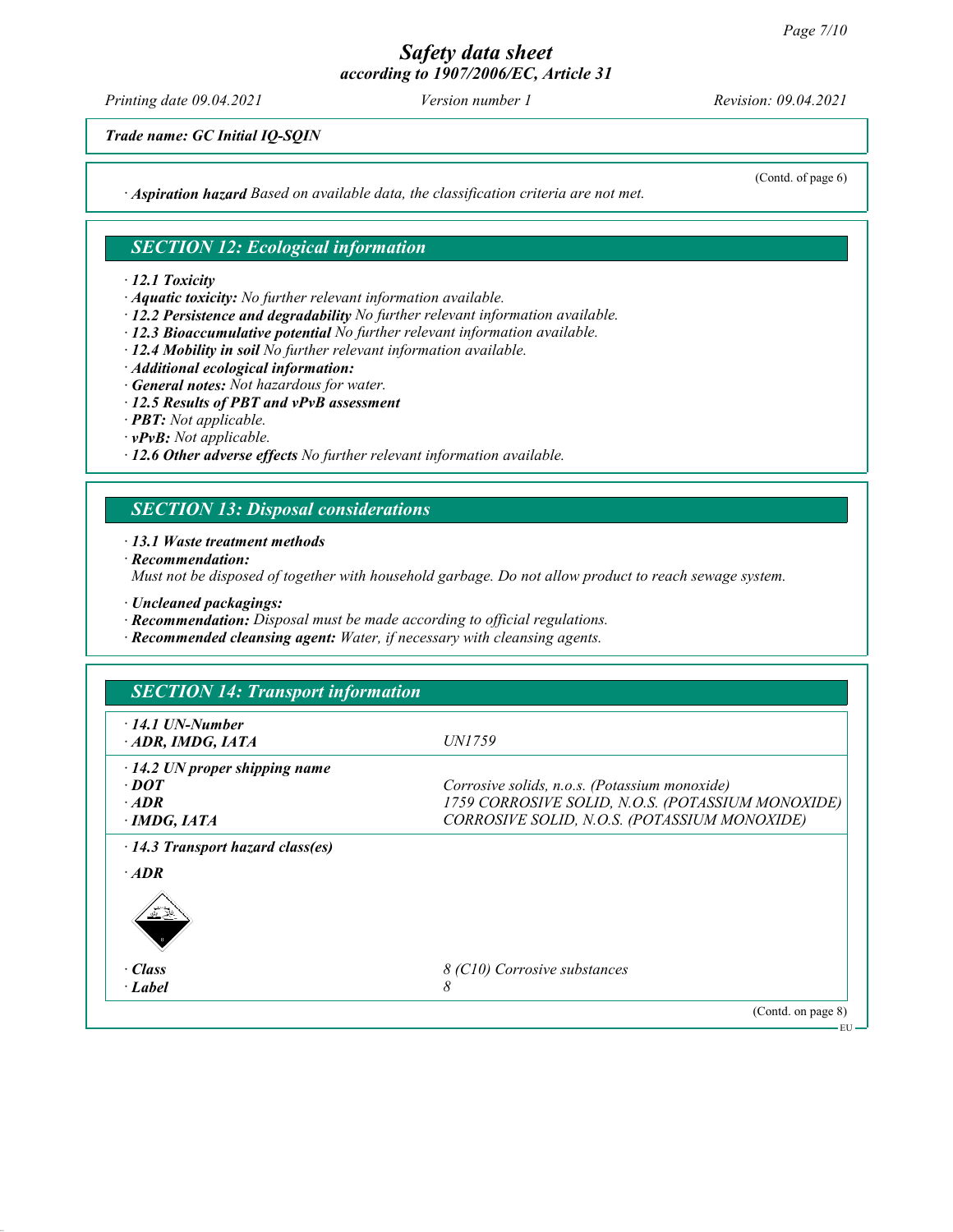*Trade name: GC Initial IQ-SQIN*

(Contd. of page 6)

· **Aspiration hazard** Based on available data, the classification criteria are not met.

## SECTION 12: Ecological information

· **12.1 Toxicity**
· **Aquatic toxicity:** No further relevant information available.
· **12.2 Persistence and degradability** No further relevant information available.
· **12.3 Bioaccumulative potential** No further relevant information available.
· **12.4 Mobility in soil** No further relevant information available.
· **Additional ecological information:**
· **General notes:** Not hazardous for water.
· **12.5 Results of PBT and vPvB assessment**
· **PBT:** Not applicable.
· **vPvB:** Not applicable.
· **12.6 Other adverse effects** No further relevant information available.

## SECTION 13: Disposal considerations

· **13.1 Waste treatment methods**
· **Recommendation:**
Must not be disposed of together with household garbage. Do not allow product to reach sewage system.

· **Uncleaned packagings:**
· **Recommendation:** Disposal must be made according to official regulations.
· **Recommended cleansing agent:** Water, if necessary with cleansing agents.

## SECTION 14: Transport information

| | |
|---|---|
| · **14.1 UN-Number** | |
| · **ADR, IMDG, IATA** | UN1759 |
| · **14.2 UN proper shipping name** | |
| · **DOT** | Corrosive solids, n.o.s. (Potassium monoxide) |
| · **ADR** | 1759 CORROSIVE SOLID, N.O.S. (POTASSIUM MONOXIDE) |
| · **IMDG, IATA** | CORROSIVE SOLID, N.O.S. (POTASSIUM MONOXIDE) |
| · **14.3 Transport hazard class(es)** | |
| · **ADR** | |
| · **Class** | 8 (C10) Corrosive substances |
| · **Label** | 8 |

(Contd. on page 8)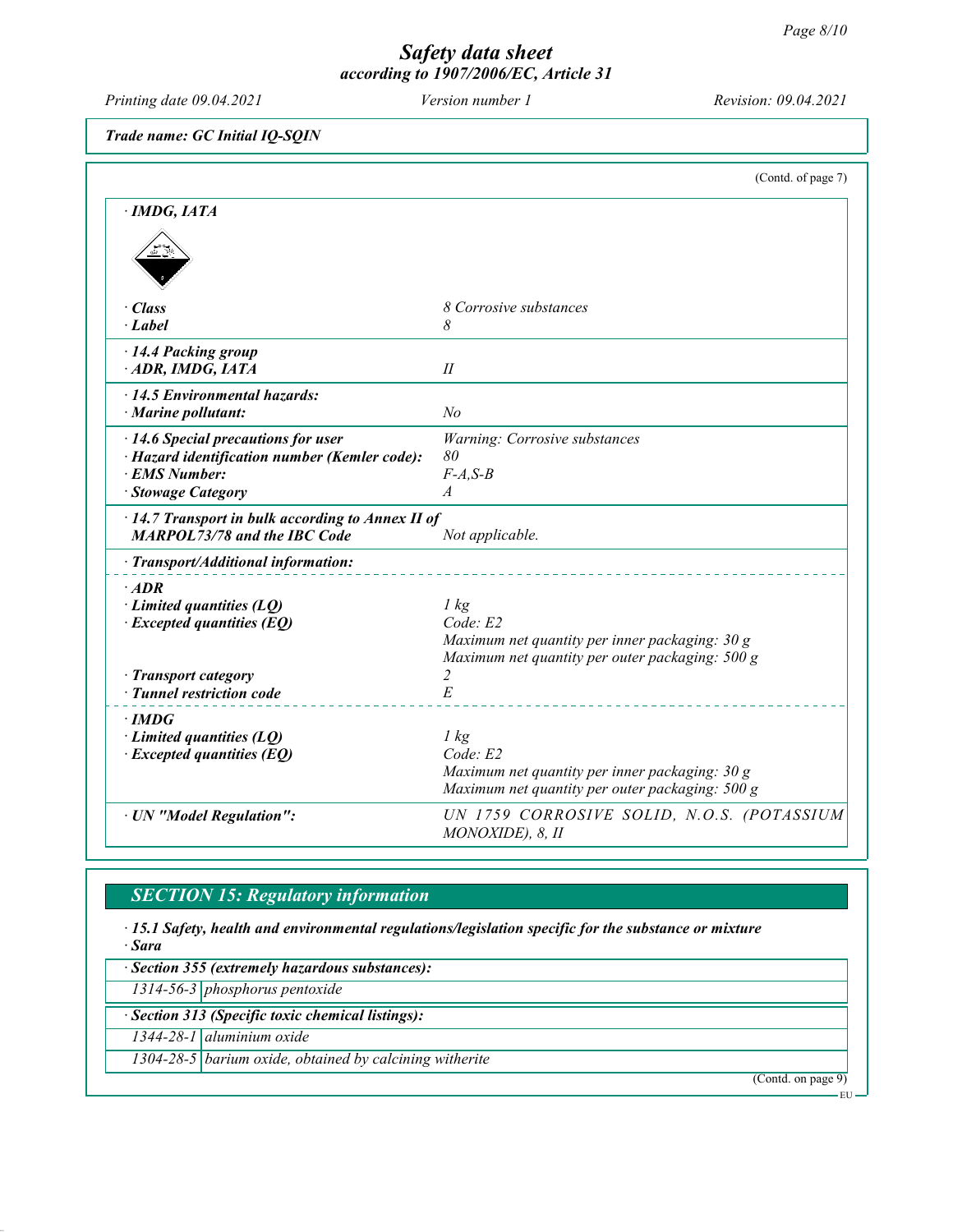*Trade name: GC Initial IQ-SQIN*

(Contd. of page 7)

**· IMDG, IATA**

| | |
|---|---|
| **· Class** | *8 Corrosive substances* |
| **· Label** | *8* |
| **· 14.4 Packing group** | |
| **· ADR, IMDG, IATA** | *II* |
| **· 14.5 Environmental hazards:** | |
| **· Marine pollutant:** | *No* |
| **· 14.6 Special precautions for user** | *Warning: Corrosive substances* |
| **· Hazard identification number (Kemler code):** | *80* |
| **· EMS Number:** | *F-A,S-B* |
| **· Stowage Category** | *A* |
| **· 14.7 Transport in bulk according to Annex II of MARPOL73/78 and the IBC Code** | *Not applicable.* |

**· Transport/Additional information:**

| | |
|---|---|
| **· ADR** | |
| **· Limited quantities (LQ)** | *1 kg* |
| **· Excepted quantities (EQ)** | *Code: E2*<br>*Maximum net quantity per inner packaging: 30 g*<br>*Maximum net quantity per outer packaging: 500 g* |
| **· Transport category** | *2* |
| **· Tunnel restriction code** | *E* |
| **· IMDG** | |
| **· Limited quantities (LQ)** | *1 kg* |
| **· Excepted quantities (EQ)** | *Code: E2*<br>*Maximum net quantity per inner packaging: 30 g*<br>*Maximum net quantity per outer packaging: 500 g* |
| **· UN "Model Regulation":** | *UN 1759 CORROSIVE SOLID, N.O.S. (POTASSIUM MONOXIDE), 8, II* |

## *SECTION 15: Regulatory information*

**· 15.1 Safety, health and environmental regulations/legislation specific for the substance or mixture**

**· Sara**

| **· Section 355 (extremely hazardous substances):** | |
|---|---|
| *1314-56-3* | *phosphorus pentoxide* |

| **· Section 313 (Specific toxic chemical listings):** | |
|---|---|
| *1344-28-1* | *aluminium oxide* |
| *1304-28-5* | *barium oxide, obtained by calcining witherite* |

(Contd. on page 9)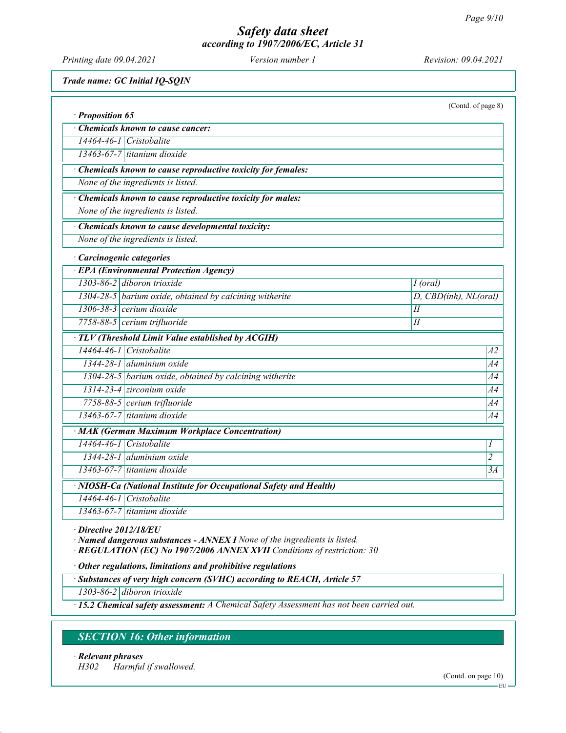**Trade name: GC Initial IQ-SQIN**

(Contd. of page 8)

· **Proposition 65**

| · **Chemicals known to cause cancer:** | |
|---|---|
| 14464-46-1 | Cristobalite |
| 13463-67-7 | titanium dioxide |

| · **Chemicals known to cause reproductive toxicity for females:** |
|---|
| None of the ingredients is listed. |

| · **Chemicals known to cause reproductive toxicity for males:** |
|---|
| None of the ingredients is listed. |

| · **Chemicals known to cause developmental toxicity:** |
|---|
| None of the ingredients is listed. |

· **Carcinogenic categories**

| · **EPA (Environmental Protection Agency)** | | |
|---|---|---|
| 1303-86-2 | diboron trioxide | I (oral) |
| 1304-28-5 | barium oxide, obtained by calcining witherite | D, CBD(inh), NL(oral) |
| 1306-38-3 | cerium dioxide | II |
| 7758-88-5 | cerium trifluoride | II |

| · **TLV (Threshold Limit Value established by ACGIH)** | | |
|---|---|---|
| 14464-46-1 | Cristobalite | A2 |
| 1344-28-1 | aluminium oxide | A4 |
| 1304-28-5 | barium oxide, obtained by calcining witherite | A4 |
| 1314-23-4 | zirconium oxide | A4 |
| 7758-88-5 | cerium trifluoride | A4 |
| 13463-67-7 | titanium dioxide | A4 |

| · **MAK (German Maximum Workplace Concentration)** | | |
|---|---|---|
| 14464-46-1 | Cristobalite | 1 |
| 1344-28-1 | aluminium oxide | 2 |
| 13463-67-7 | titanium dioxide | 3A |

| · **NIOSH-Ca (National Institute for Occupational Safety and Health)** | |
|---|---|
| 14464-46-1 | Cristobalite |
| 13463-67-7 | titanium dioxide |

· **Directive 2012/18/EU**

· **Named dangerous substances - ANNEX I** None of the ingredients is listed.

· **REGULATION (EC) No 1907/2006 ANNEX XVII** Conditions of restriction: 30

· **Other regulations, limitations and prohibitive regulations**

| · **Substances of very high concern (SVHC) according to REACH, Article 57** | |
|---|---|
| 1303-86-2 | diboron trioxide |

· **15.2 Chemical safety assessment:** A Chemical Safety Assessment has not been carried out.

## SECTION 16: Other information

· **Relevant phrases**

H302 Harmful if swallowed.

(Contd. on page 10)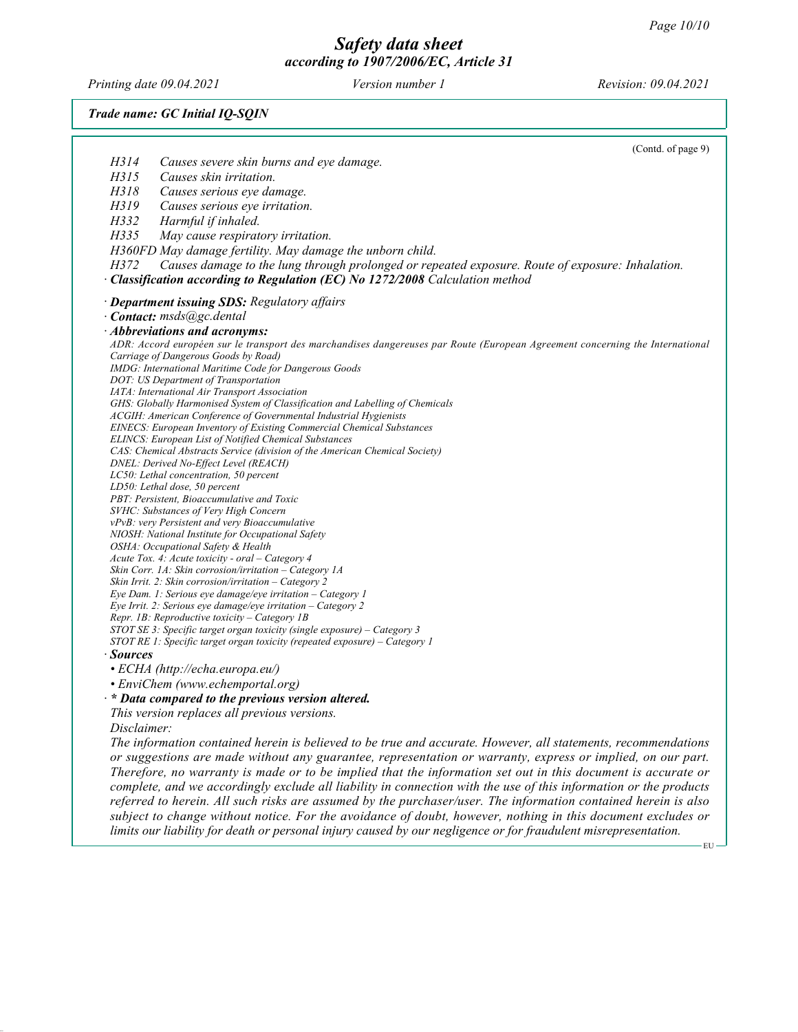(Contd. of page 9)

H314 Causes severe skin burns and eye damage.
H315 Causes skin irritation.
H318 Causes serious eye damage.
H319 Causes serious eye irritation.
H332 Harmful if inhaled.
H335 May cause respiratory irritation.
H360FD May damage fertility. May damage the unborn child.
H372 Causes damage to the lung through prolonged or repeated exposure. Route of exposure: Inhalation.

· **Classification according to Regulation (EC) No 1272/2008** Calculation method

· **Department issuing SDS:** Regulatory affairs
· **Contact:** msds@gc.dental
· **Abbreviations and acronyms:**

ADR: Accord européen sur le transport des marchandises dangereuses par Route (European Agreement concerning the International Carriage of Dangerous Goods by Road)
IMDG: International Maritime Code for Dangerous Goods
DOT: US Department of Transportation
IATA: International Air Transport Association
GHS: Globally Harmonised System of Classification and Labelling of Chemicals
ACGIH: American Conference of Governmental Industrial Hygienists
EINECS: European Inventory of Existing Commercial Chemical Substances
ELINCS: European List of Notified Chemical Substances
CAS: Chemical Abstracts Service (division of the American Chemical Society)
DNEL: Derived No-Effect Level (REACH)
LC50: Lethal concentration, 50 percent
LD50: Lethal dose, 50 percent
PBT: Persistent, Bioaccumulative and Toxic
SVHC: Substances of Very High Concern
vPvB: very Persistent and very Bioaccumulative
NIOSH: National Institute for Occupational Safety
OSHA: Occupational Safety & Health
Acute Tox. 4: Acute toxicity - oral – Category 4
Skin Corr. 1A: Skin corrosion/irritation – Category 1A
Skin Irrit. 2: Skin corrosion/irritation – Category 2
Eye Dam. 1: Serious eye damage/eye irritation – Category 1
Eye Irrit. 2: Serious eye damage/eye irritation – Category 2
Repr. 1B: Reproductive toxicity – Category 1B
STOT SE 3: Specific target organ toxicity (single exposure) – Category 3
STOT RE 1: Specific target organ toxicity (repeated exposure) – Category 1

· **Sources**

- ECHA (http://echa.europa.eu/)
- EnviChem (www.echemportal.org)

· **\* Data compared to the previous version altered.**

This version replaces all previous versions.

Disclaimer:

The information contained herein is believed to be true and accurate. However, all statements, recommendations or suggestions are made without any guarantee, representation or warranty, express or implied, on our part. Therefore, no warranty is made or to be implied that the information set out in this document is accurate or complete, and we accordingly exclude all liability in connection with the use of this information or the products referred to herein. All such risks are assumed by the purchaser/user. The information contained herein is also subject to change without notice. For the avoidance of doubt, however, nothing in this document excludes or limits our liability for death or personal injury caused by our negligence or for fraudulent misrepresentation.